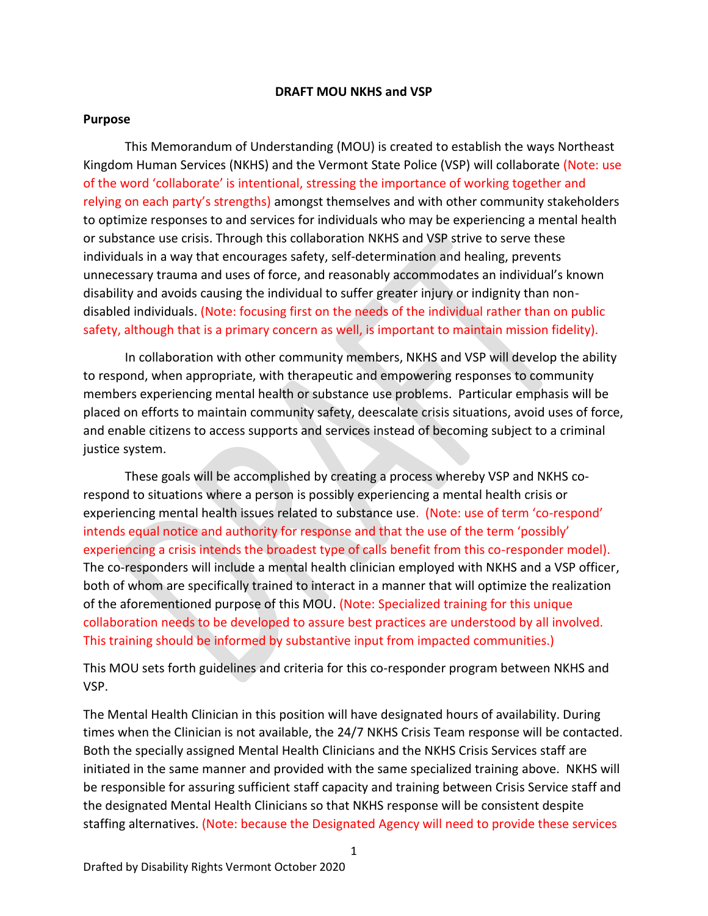**DRAFT MOU NKHS and VSP**

**Purpose**

This Memorandum of Understanding (MOU) is created to establish the ways Northeast Kingdom Human Services (NKHS) and the Vermont State Police (VSP) will collaborate (Note: use of the word 'collaborate' is intentional, stressing the importance of working together and relying on each party's strengths) amongst themselves and with other community stakeholders to optimize responses to and services for individuals who may be experiencing a mental health or substance use crisis. Through this collaboration NKHS and VSP strive to serve these individuals in a way that encourages safety, self-determination and healing, prevents unnecessary trauma and uses of force, and reasonably accommodates an individual's known disability and avoids causing the individual to suffer greater injury or indignity than non-disabled individuals. (Note: focusing first on the needs of the individual rather than on public safety, although that is a primary concern as well, is important to maintain mission fidelity).

In collaboration with other community members, NKHS and VSP will develop the ability to respond, when appropriate, with therapeutic and empowering responses to community members experiencing mental health or substance use problems. Particular emphasis will be placed on efforts to maintain community safety, deescalate crisis situations, avoid uses of force, and enable citizens to access supports and services instead of becoming subject to a criminal justice system.

These goals will be accomplished by creating a process whereby VSP and NKHS co-respond to situations where a person is possibly experiencing a mental health crisis or experiencing mental health issues related to substance use. (Note: use of term 'co-respond' intends equal notice and authority for response and that the use of the term 'possibly' experiencing a crisis intends the broadest type of calls benefit from this co-responder model). The co-responders will include a mental health clinician employed with NKHS and a VSP officer, both of whom are specifically trained to interact in a manner that will optimize the realization of the aforementioned purpose of this MOU. (Note: Specialized training for this unique collaboration needs to be developed to assure best practices are understood by all involved. This training should be informed by substantive input from impacted communities.)

This MOU sets forth guidelines and criteria for this co-responder program between NKHS and VSP.

The Mental Health Clinician in this position will have designated hours of availability. During times when the Clinician is not available, the 24/7 NKHS Crisis Team response will be contacted. Both the specially assigned Mental Health Clinicians and the NKHS Crisis Services staff are initiated in the same manner and provided with the same specialized training above. NKHS will be responsible for assuring sufficient staff capacity and training between Crisis Service staff and the designated Mental Health Clinicians so that NKHS response will be consistent despite staffing alternatives. (Note: because the Designated Agency will need to provide these services

Drafted by Disability Rights Vermont October 2020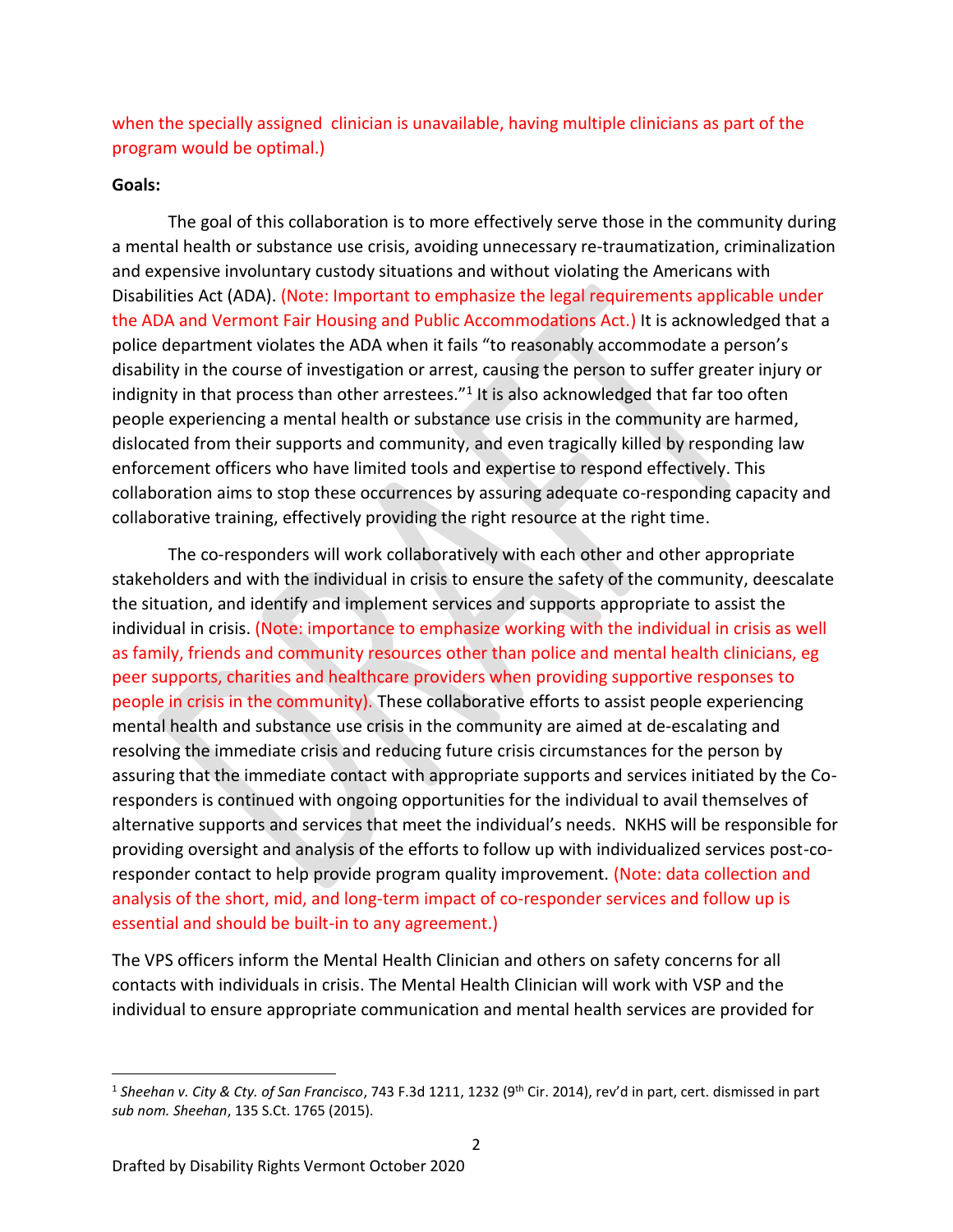when the specially assigned clinician is unavailable, having multiple clinicians as part of the program would be optimal.)

**Goals:**

The goal of this collaboration is to more effectively serve those in the community during a mental health or substance use crisis, avoiding unnecessary re-traumatization, criminalization and expensive involuntary custody situations and without violating the Americans with Disabilities Act (ADA). (Note: Important to emphasize the legal requirements applicable under the ADA and Vermont Fair Housing and Public Accommodations Act.) It is acknowledged that a police department violates the ADA when it fails "to reasonably accommodate a person's disability in the course of investigation or arrest, causing the person to suffer greater injury or indignity in that process than other arrestees."[1] It is also acknowledged that far too often people experiencing a mental health or substance use crisis in the community are harmed, dislocated from their supports and community, and even tragically killed by responding law enforcement officers who have limited tools and expertise to respond effectively. This collaboration aims to stop these occurrences by assuring adequate co-responding capacity and collaborative training, effectively providing the right resource at the right time.

The co-responders will work collaboratively with each other and other appropriate stakeholders and with the individual in crisis to ensure the safety of the community, deescalate the situation, and identify and implement services and supports appropriate to assist the individual in crisis. (Note: importance to emphasize working with the individual in crisis as well as family, friends and community resources other than police and mental health clinicians, eg peer supports, charities and healthcare providers when providing supportive responses to people in crisis in the community). These collaborative efforts to assist people experiencing mental health and substance use crisis in the community are aimed at de-escalating and resolving the immediate crisis and reducing future crisis circumstances for the person by assuring that the immediate contact with appropriate supports and services initiated by the Co-responders is continued with ongoing opportunities for the individual to avail themselves of alternative supports and services that meet the individual's needs. NKHS will be responsible for providing oversight and analysis of the efforts to follow up with individualized services post-co-responder contact to help provide program quality improvement. (Note: data collection and analysis of the short, mid, and long-term impact of co-responder services and follow up is essential and should be built-in to any agreement.)

The VPS officers inform the Mental Health Clinician and others on safety concerns for all contacts with individuals in crisis. The Mental Health Clinician will work with VSP and the individual to ensure appropriate communication and mental health services are provided for

[1] *Sheehan v. City & Cty. of San Francisco*, 743 F.3d 1211, 1232 (9th Cir. 2014), rev'd in part, cert. dismissed in part *sub nom. Sheehan*, 135 S.Ct. 1765 (2015).

Drafted by Disability Rights Vermont October 2020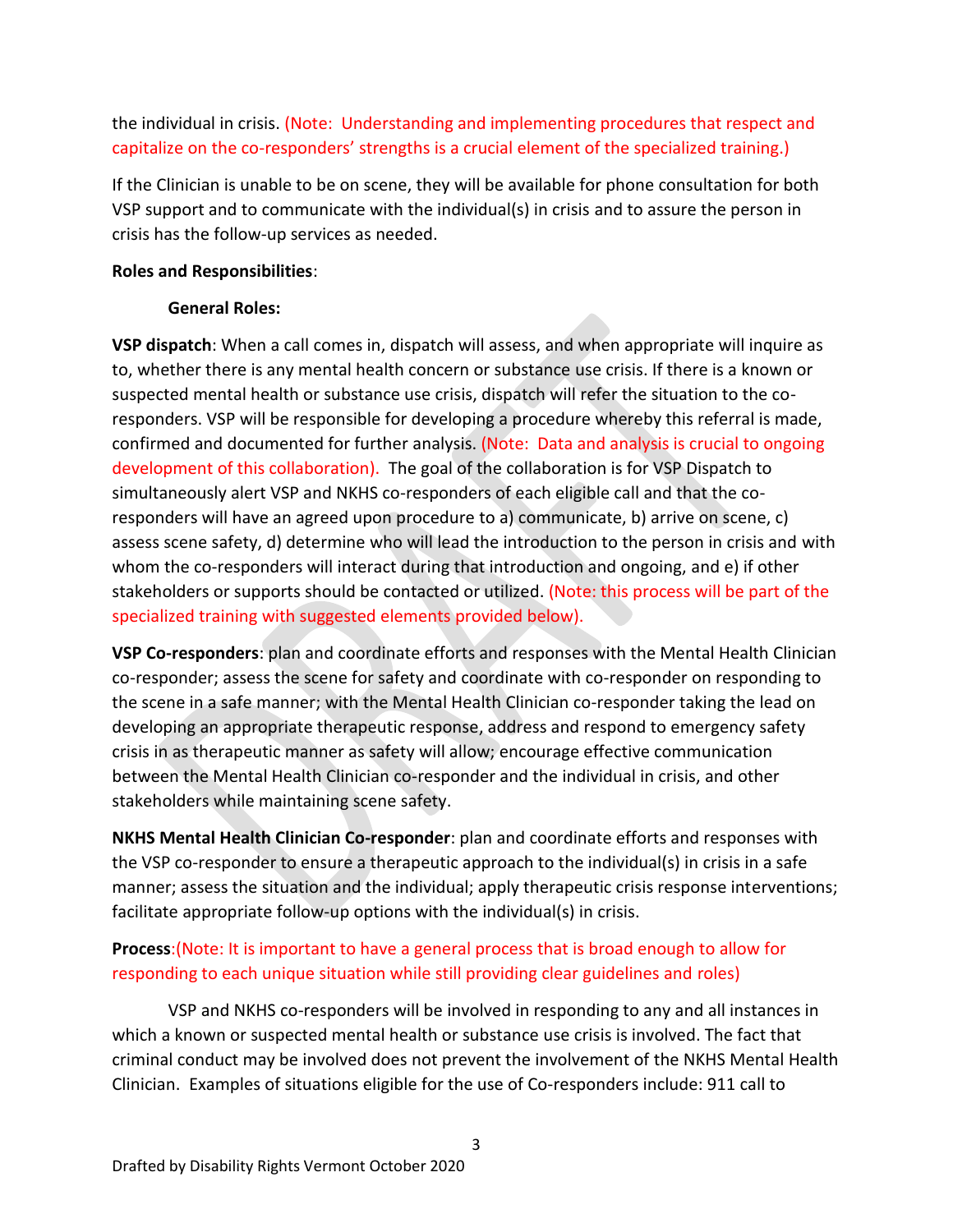the individual in crisis. (Note: Understanding and implementing procedures that respect and capitalize on the co-responders' strengths is a crucial element of the specialized training.)

If the Clinician is unable to be on scene, they will be available for phone consultation for both VSP support and to communicate with the individual(s) in crisis and to assure the person in crisis has the follow-up services as needed.

**Roles and Responsibilities**:

**General Roles:**

**VSP dispatch**: When a call comes in, dispatch will assess, and when appropriate will inquire as to, whether there is any mental health concern or substance use crisis. If there is a known or suspected mental health or substance use crisis, dispatch will refer the situation to the co-responders. VSP will be responsible for developing a procedure whereby this referral is made, confirmed and documented for further analysis. (Note: Data and analysis is crucial to ongoing development of this collaboration). The goal of the collaboration is for VSP Dispatch to simultaneously alert VSP and NKHS co-responders of each eligible call and that the co-responders will have an agreed upon procedure to a) communicate, b) arrive on scene, c) assess scene safety, d) determine who will lead the introduction to the person in crisis and with whom the co-responders will interact during that introduction and ongoing, and e) if other stakeholders or supports should be contacted or utilized. (Note: this process will be part of the specialized training with suggested elements provided below).

**VSP Co-responders**: plan and coordinate efforts and responses with the Mental Health Clinician co-responder; assess the scene for safety and coordinate with co-responder on responding to the scene in a safe manner; with the Mental Health Clinician co-responder taking the lead on developing an appropriate therapeutic response, address and respond to emergency safety crisis in as therapeutic manner as safety will allow; encourage effective communication between the Mental Health Clinician co-responder and the individual in crisis, and other stakeholders while maintaining scene safety.

**NKHS Mental Health Clinician Co-responder**: plan and coordinate efforts and responses with the VSP co-responder to ensure a therapeutic approach to the individual(s) in crisis in a safe manner; assess the situation and the individual; apply therapeutic crisis response interventions; facilitate appropriate follow-up options with the individual(s) in crisis.

**Process**:(Note: It is important to have a general process that is broad enough to allow for responding to each unique situation while still providing clear guidelines and roles)

VSP and NKHS co-responders will be involved in responding to any and all instances in which a known or suspected mental health or substance use crisis is involved. The fact that criminal conduct may be involved does not prevent the involvement of the NKHS Mental Health Clinician. Examples of situations eligible for the use of Co-responders include: 911 call to

Drafted by Disability Rights Vermont October 2020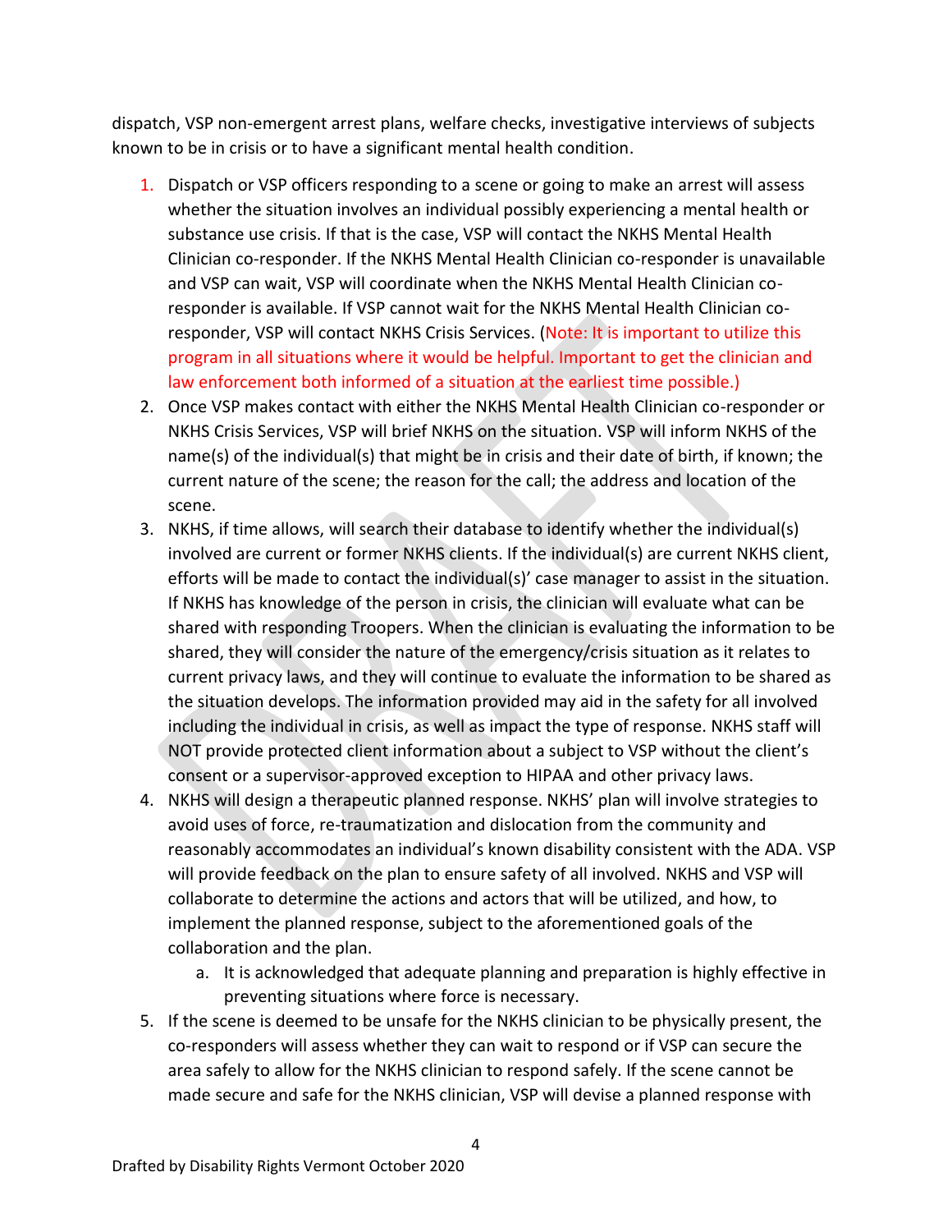dispatch, VSP non-emergent arrest plans, welfare checks, investigative interviews of subjects known to be in crisis or to have a significant mental health condition.

1. Dispatch or VSP officers responding to a scene or going to make an arrest will assess whether the situation involves an individual possibly experiencing a mental health or substance use crisis. If that is the case, VSP will contact the NKHS Mental Health Clinician co-responder. If the NKHS Mental Health Clinician co-responder is unavailable and VSP can wait, VSP will coordinate when the NKHS Mental Health Clinician co-responder is available. If VSP cannot wait for the NKHS Mental Health Clinician co-responder, VSP will contact NKHS Crisis Services. (Note: It is important to utilize this program in all situations where it would be helpful. Important to get the clinician and law enforcement both informed of a situation at the earliest time possible.)
2. Once VSP makes contact with either the NKHS Mental Health Clinician co-responder or NKHS Crisis Services, VSP will brief NKHS on the situation. VSP will inform NKHS of the name(s) of the individual(s) that might be in crisis and their date of birth, if known; the current nature of the scene; the reason for the call; the address and location of the scene.
3. NKHS, if time allows, will search their database to identify whether the individual(s) involved are current or former NKHS clients. If the individual(s) are current NKHS client, efforts will be made to contact the individual(s)' case manager to assist in the situation. If NKHS has knowledge of the person in crisis, the clinician will evaluate what can be shared with responding Troopers. When the clinician is evaluating the information to be shared, they will consider the nature of the emergency/crisis situation as it relates to current privacy laws, and they will continue to evaluate the information to be shared as the situation develops. The information provided may aid in the safety for all involved including the individual in crisis, as well as impact the type of response. NKHS staff will NOT provide protected client information about a subject to VSP without the client's consent or a supervisor-approved exception to HIPAA and other privacy laws.
4. NKHS will design a therapeutic planned response. NKHS' plan will involve strategies to avoid uses of force, re-traumatization and dislocation from the community and reasonably accommodates an individual's known disability consistent with the ADA. VSP will provide feedback on the plan to ensure safety of all involved. NKHS and VSP will collaborate to determine the actions and actors that will be utilized, and how, to implement the planned response, subject to the aforementioned goals of the collaboration and the plan.
    a. It is acknowledged that adequate planning and preparation is highly effective in preventing situations where force is necessary.
5. If the scene is deemed to be unsafe for the NKHS clinician to be physically present, the co-responders will assess whether they can wait to respond or if VSP can secure the area safely to allow for the NKHS clinician to respond safely. If the scene cannot be made secure and safe for the NKHS clinician, VSP will devise a planned response with

Drafted by Disability Rights Vermont October 2020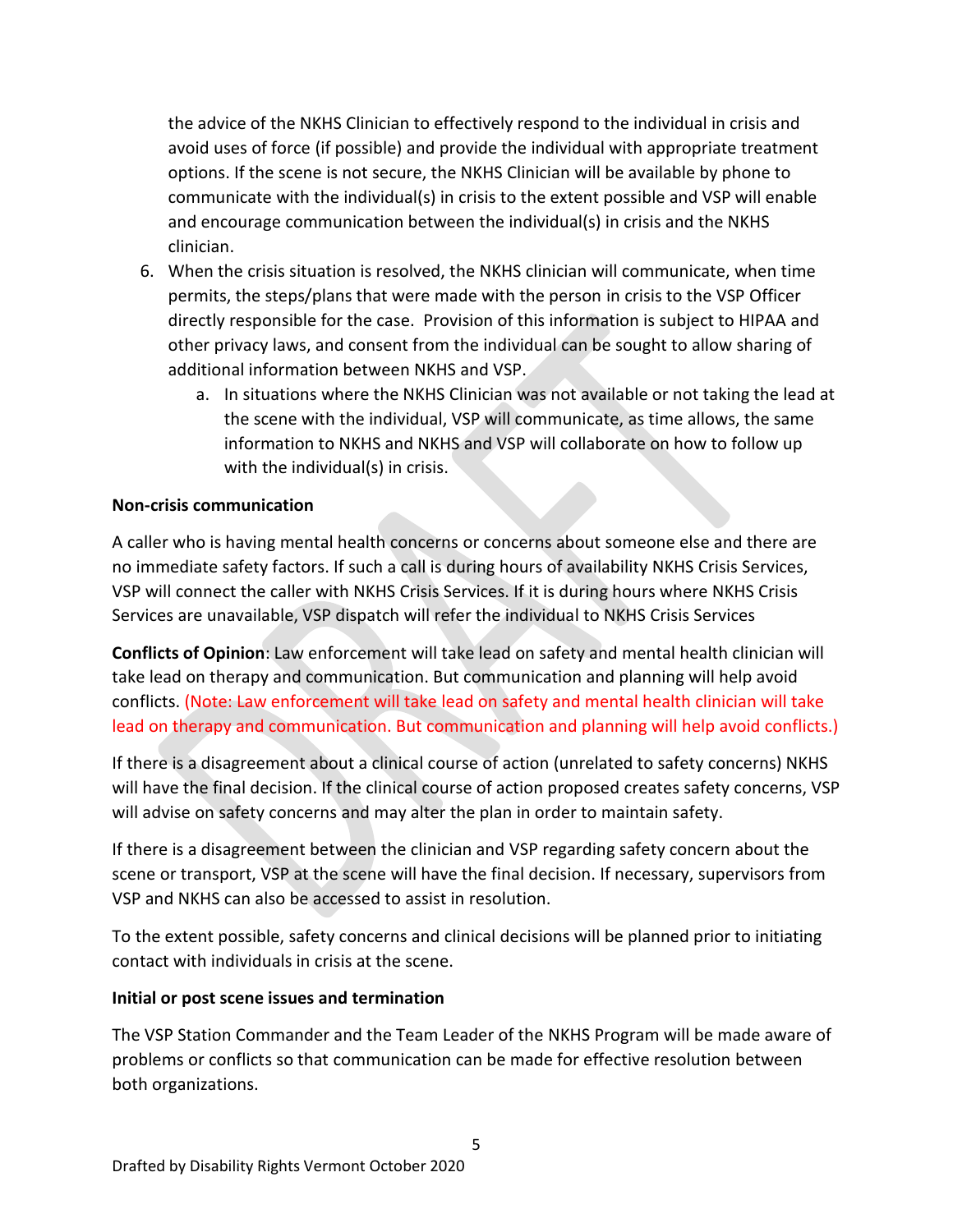the advice of the NKHS Clinician to effectively respond to the individual in crisis and avoid uses of force (if possible) and provide the individual with appropriate treatment options. If the scene is not secure, the NKHS Clinician will be available by phone to communicate with the individual(s) in crisis to the extent possible and VSP will enable and encourage communication between the individual(s) in crisis and the NKHS clinician.

6. When the crisis situation is resolved, the NKHS clinician will communicate, when time permits, the steps/plans that were made with the person in crisis to the VSP Officer directly responsible for the case. Provision of this information is subject to HIPAA and other privacy laws, and consent from the individual can be sought to allow sharing of additional information between NKHS and VSP.
    a. In situations where the NKHS Clinician was not available or not taking the lead at the scene with the individual, VSP will communicate, as time allows, the same information to NKHS and NKHS and VSP will collaborate on how to follow up with the individual(s) in crisis.

**Non-crisis communication**

A caller who is having mental health concerns or concerns about someone else and there are no immediate safety factors. If such a call is during hours of availability NKHS Crisis Services, VSP will connect the caller with NKHS Crisis Services. If it is during hours where NKHS Crisis Services are unavailable, VSP dispatch will refer the individual to NKHS Crisis Services

**Conflicts of Opinion**: Law enforcement will take lead on safety and mental health clinician will take lead on therapy and communication. But communication and planning will help avoid conflicts. (Note: Law enforcement will take lead on safety and mental health clinician will take lead on therapy and communication. But communication and planning will help avoid conflicts.)

If there is a disagreement about a clinical course of action (unrelated to safety concerns) NKHS will have the final decision. If the clinical course of action proposed creates safety concerns, VSP will advise on safety concerns and may alter the plan in order to maintain safety.

If there is a disagreement between the clinician and VSP regarding safety concern about the scene or transport, VSP at the scene will have the final decision. If necessary, supervisors from VSP and NKHS can also be accessed to assist in resolution.

To the extent possible, safety concerns and clinical decisions will be planned prior to initiating contact with individuals in crisis at the scene.

**Initial or post scene issues and termination**

The VSP Station Commander and the Team Leader of the NKHS Program will be made aware of problems or conflicts so that communication can be made for effective resolution between both organizations.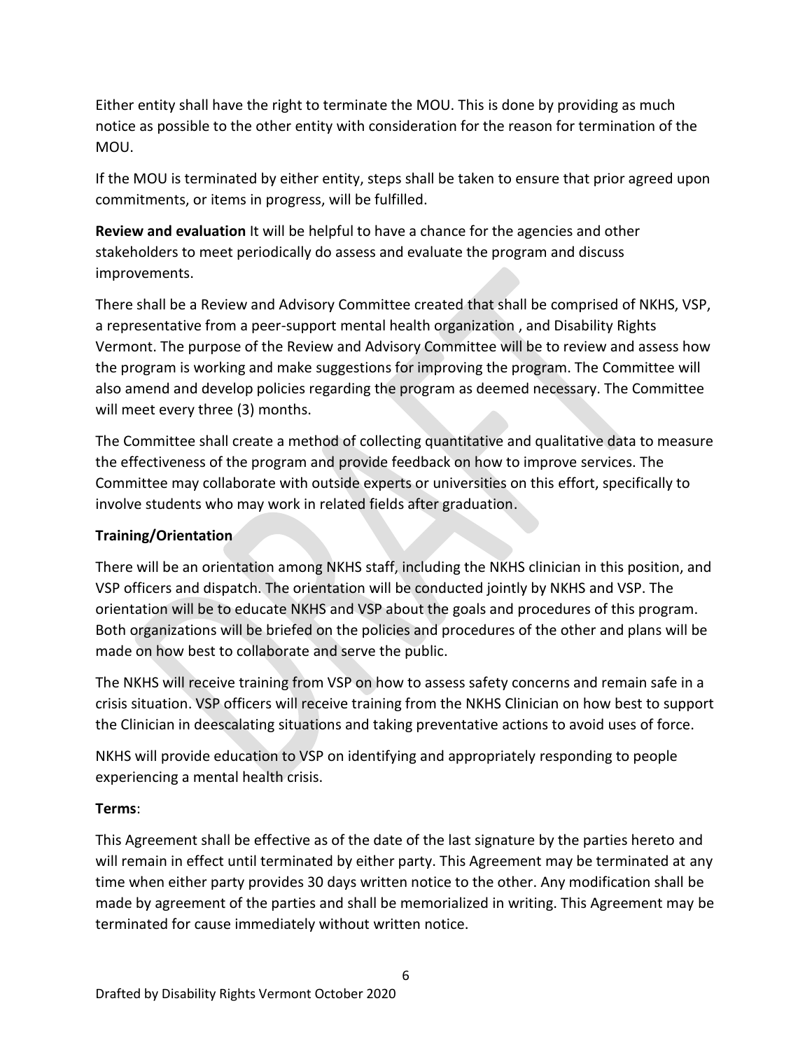Either entity shall have the right to terminate the MOU. This is done by providing as much notice as possible to the other entity with consideration for the reason for termination of the MOU.

If the MOU is terminated by either entity, steps shall be taken to ensure that prior agreed upon commitments, or items in progress, will be fulfilled.

**Review and evaluation** It will be helpful to have a chance for the agencies and other stakeholders to meet periodically do assess and evaluate the program and discuss improvements.

There shall be a Review and Advisory Committee created that shall be comprised of NKHS, VSP, a representative from a peer-support mental health organization , and Disability Rights Vermont. The purpose of the Review and Advisory Committee will be to review and assess how the program is working and make suggestions for improving the program. The Committee will also amend and develop policies regarding the program as deemed necessary. The Committee will meet every three (3) months.

The Committee shall create a method of collecting quantitative and qualitative data to measure the effectiveness of the program and provide feedback on how to improve services. The Committee may collaborate with outside experts or universities on this effort, specifically to involve students who may work in related fields after graduation.

**Training/Orientation**

There will be an orientation among NKHS staff, including the NKHS clinician in this position, and VSP officers and dispatch. The orientation will be conducted jointly by NKHS and VSP. The orientation will be to educate NKHS and VSP about the goals and procedures of this program. Both organizations will be briefed on the policies and procedures of the other and plans will be made on how best to collaborate and serve the public.

The NKHS will receive training from VSP on how to assess safety concerns and remain safe in a crisis situation. VSP officers will receive training from the NKHS Clinician on how best to support the Clinician in deescalating situations and taking preventative actions to avoid uses of force.

NKHS will provide education to VSP on identifying and appropriately responding to people experiencing a mental health crisis.

**Terms**:

This Agreement shall be effective as of the date of the last signature by the parties hereto and will remain in effect until terminated by either party. This Agreement may be terminated at any time when either party provides 30 days written notice to the other. Any modification shall be made by agreement of the parties and shall be memorialized in writing. This Agreement may be terminated for cause immediately without written notice.

Drafted by Disability Rights Vermont October 2020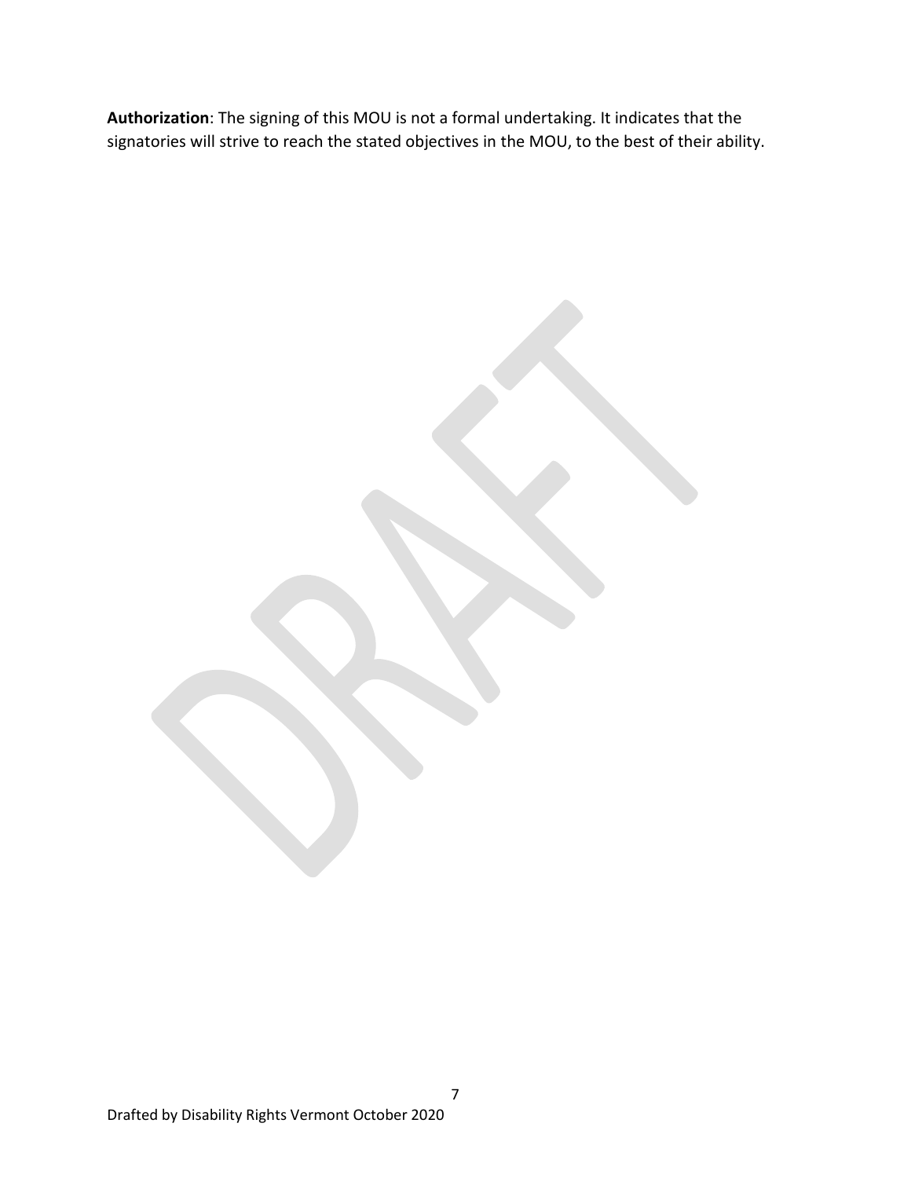**Authorization**: The signing of this MOU is not a formal undertaking. It indicates that the signatories will strive to reach the stated objectives in the MOU, to the best of their ability.